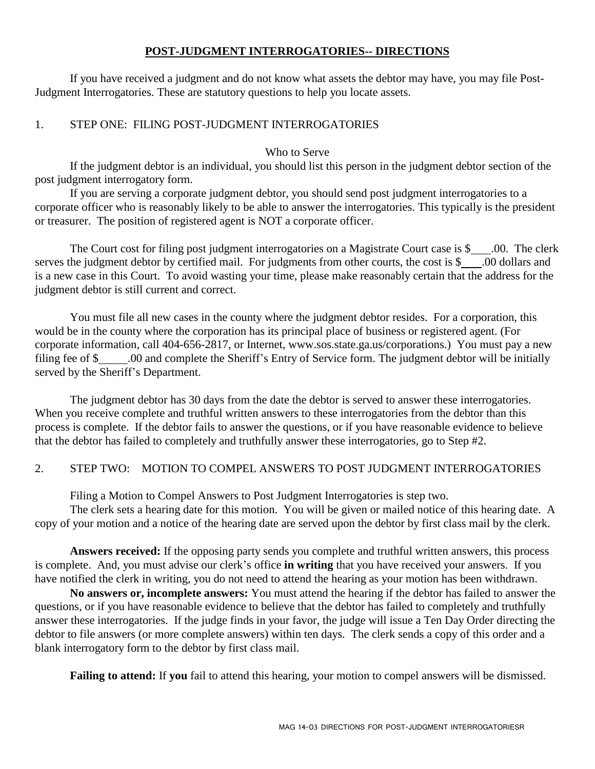# POST-JUDGMENT INTERROGATORIES-- DIRECTIONS

If you have received a judgment and do not know what assets the debtor may have, you may file Post-Judgment Interrogatories. These are statutory questions to help you locate assets.

## 1. STEP ONE: FILING POST-JUDGMENT INTERROGATORIES

### Who to Serve

If the judgment debtor is an individual, you should list this person in the judgment debtor section of the post judgment interrogatory form.

If you are serving a corporate judgment debtor, you should send post judgment interrogatories to a corporate officer who is reasonably likely to be able to answer the interrogatories. This typically is the president or treasurer. The position of registered agent is NOT a corporate officer.

The Court cost for filing post judgment interrogatories on a Magistrate Court case is $\_\_\_.00. The clerk serves the judgment debtor by certified mail. For judgments from other courts, the cost is $\_\_\_.00 dollars and is a new case in this Court. To avoid wasting your time, please make reasonably certain that the address for the judgment debtor is still current and correct.

You must file all new cases in the county where the judgment debtor resides. For a corporation, this would be in the county where the corporation has its principal place of business or registered agent. (For corporate information, call 404-656-2817, or Internet, www.sos.state.ga.us/corporations.) You must pay a new filing fee of $\_\_\_\_\_.00 and complete the Sheriff's Entry of Service form. The judgment debtor will be initially served by the Sheriff's Department.

The judgment debtor has 30 days from the date the debtor is served to answer these interrogatories. When you receive complete and truthful written answers to these interrogatories from the debtor than this process is complete. If the debtor fails to answer the questions, or if you have reasonable evidence to believe that the debtor has failed to completely and truthfully answer these interrogatories, go to Step #2.

## 2. STEP TWO: MOTION TO COMPEL ANSWERS TO POST JUDGMENT INTERROGATORIES

Filing a Motion to Compel Answers to Post Judgment Interrogatories is step two.

The clerk sets a hearing date for this motion. You will be given or mailed notice of this hearing date. A copy of your motion and a notice of the hearing date are served upon the debtor by first class mail by the clerk.

**Answers received:** If the opposing party sends you complete and truthful written answers, this process is complete. And, you must advise our clerk's office **in writing** that you have received your answers. If you have notified the clerk in writing, you do not need to attend the hearing as your motion has been withdrawn.

**No answers or, incomplete answers:** You must attend the hearing if the debtor has failed to answer the questions, or if you have reasonable evidence to believe that the debtor has failed to completely and truthfully answer these interrogatories. If the judge finds in your favor, the judge will issue a Ten Day Order directing the debtor to file answers (or more complete answers) within ten days. The clerk sends a copy of this order and a blank interrogatory form to the debtor by first class mail.

**Failing to attend:** If **you** fail to attend this hearing, your motion to compel answers will be dismissed.

MAG 14-03 DIRECTIONS FOR POST-JUDGMENT INTERROGATORIESR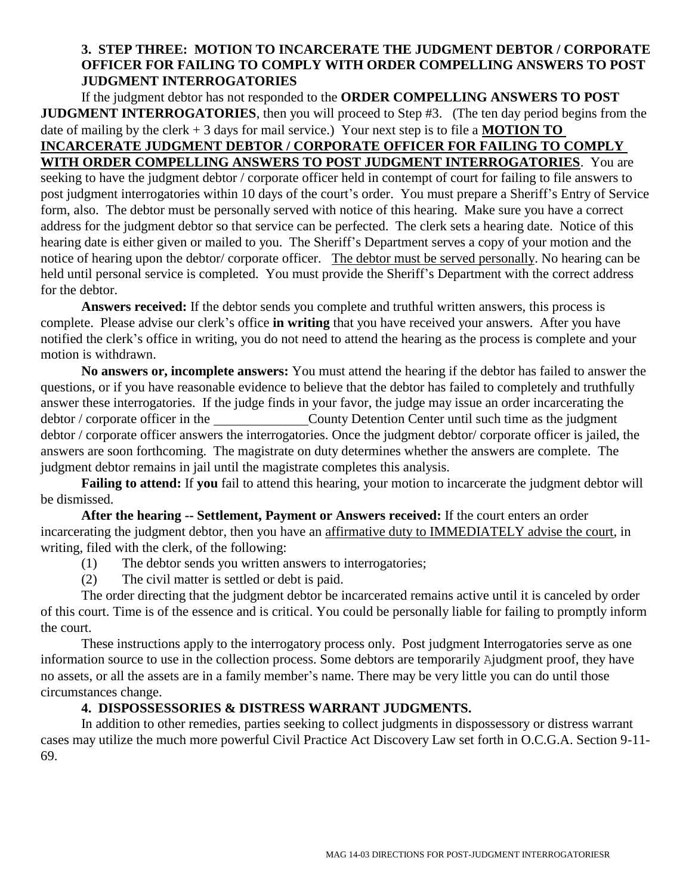### 3. STEP THREE: MOTION TO INCARCERATE THE JUDGMENT DEBTOR / CORPORATE OFFICER FOR FAILING TO COMPLY WITH ORDER COMPELLING ANSWERS TO POST JUDGMENT INTERROGATORIES

If the judgment debtor has not responded to the **ORDER COMPELLING ANSWERS TO POST JUDGMENT INTERROGATORIES**, then you will proceed to Step #3. (The ten day period begins from the date of mailing by the clerk + 3 days for mail service.) Your next step is to file a **MOTION TO INCARCERATE JUDGMENT DEBTOR / CORPORATE OFFICER FOR FAILING TO COMPLY WITH ORDER COMPELLING ANSWERS TO POST JUDGMENT INTERROGATORIES**. You are seeking to have the judgment debtor / corporate officer held in contempt of court for failing to file answers to post judgment interrogatories within 10 days of the court's order. You must prepare a Sheriff's Entry of Service form, also. The debtor must be personally served with notice of this hearing. Make sure you have a correct address for the judgment debtor so that service can be perfected. The clerk sets a hearing date. Notice of this hearing date is either given or mailed to you. The Sheriff's Department serves a copy of your motion and the notice of hearing upon the debtor/ corporate officer. The debtor must be served personally. No hearing can be held until personal service is completed. You must provide the Sheriff's Department with the correct address for the debtor.

**Answers received:** If the debtor sends you complete and truthful written answers, this process is complete. Please advise our clerk's office **in writing** that you have received your answers. After you have notified the clerk's office in writing, you do not need to attend the hearing as the process is complete and your motion is withdrawn.

**No answers or, incomplete answers:** You must attend the hearing if the debtor has failed to answer the questions, or if you have reasonable evidence to believe that the debtor has failed to completely and truthfully answer these interrogatories. If the judge finds in your favor, the judge may issue an order incarcerating the debtor / corporate officer in the ______________County Detention Center until such time as the judgment debtor / corporate officer answers the interrogatories. Once the judgment debtor/ corporate officer is jailed, the answers are soon forthcoming. The magistrate on duty determines whether the answers are complete. The judgment debtor remains in jail until the magistrate completes this analysis.

**Failing to attend:** If **you** fail to attend this hearing, your motion to incarcerate the judgment debtor will be dismissed.

**After the hearing -- Settlement, Payment or Answers received:** If the court enters an order incarcerating the judgment debtor, then you have an affirmative duty to IMMEDIATELY advise the court, in writing, filed with the clerk, of the following:

(1) The debtor sends you written answers to interrogatories;

(2) The civil matter is settled or debt is paid.

The order directing that the judgment debtor be incarcerated remains active until it is canceled by order of this court. Time is of the essence and is critical. You could be personally liable for failing to promptly inform the court.

These instructions apply to the interrogatory process only. Post judgment Interrogatories serve as one information source to use in the collection process. Some debtors are temporarily Ajudgment proof, they have no assets, or all the assets are in a family member's name. There may be very little you can do until those circumstances change.

### 4. DISPOSSESSORIES & DISTRESS WARRANT JUDGMENTS.

In addition to other remedies, parties seeking to collect judgments in dispossessory or distress warrant cases may utilize the much more powerful Civil Practice Act Discovery Law set forth in O.C.G.A. Section 9-11-69.